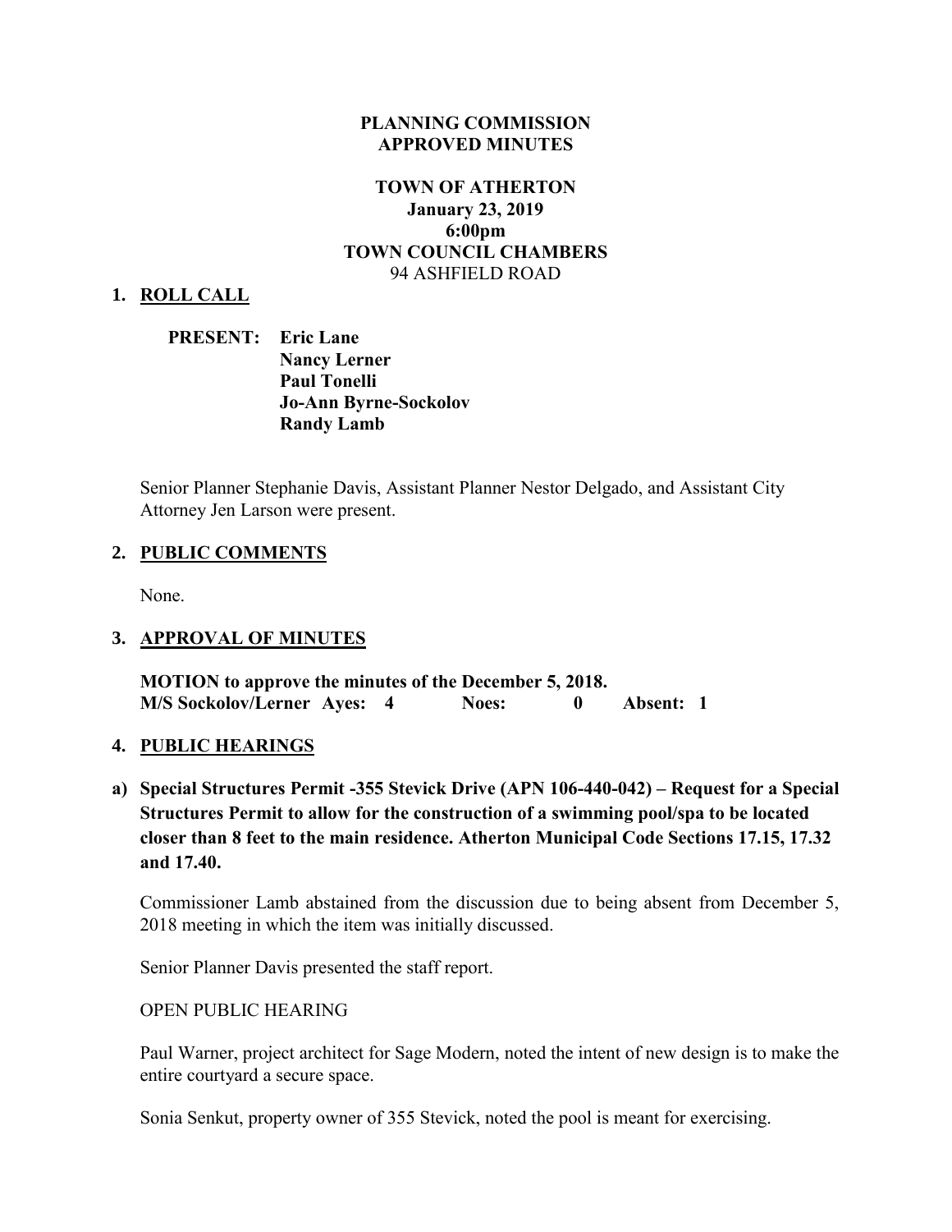**PLANNING COMMISSION**
**APPROVED MINUTES**

**TOWN OF ATHERTON**
**January 23, 2019**
**6:00pm**
**TOWN COUNCIL CHAMBERS**
94 ASHFIELD ROAD

## 1. ROLL CALL

**PRESENT:** **Eric Lane**
**Nancy Lerner**
**Paul Tonelli**
**Jo-Ann Byrne-Sockolov**
**Randy Lamb**

Senior Planner Stephanie Davis, Assistant Planner Nestor Delgado, and Assistant City Attorney Jen Larson were present.

## 2. PUBLIC COMMENTS

None.

## 3. APPROVAL OF MINUTES

**MOTION to approve the minutes of the December 5, 2018.**
**M/S Sockolov/Lerner Ayes: 4 Noes: 0 Absent: 1**

## 4. PUBLIC HEARINGS

**a) Special Structures Permit -355 Stevick Drive (APN 106-440-042) – Request for a Special Structures Permit to allow for the construction of a swimming pool/spa to be located closer than 8 feet to the main residence. Atherton Municipal Code Sections 17.15, 17.32 and 17.40.**

Commissioner Lamb abstained from the discussion due to being absent from December 5, 2018 meeting in which the item was initially discussed.

Senior Planner Davis presented the staff report.

OPEN PUBLIC HEARING

Paul Warner, project architect for Sage Modern, noted the intent of new design is to make the entire courtyard a secure space.

Sonia Senkut, property owner of 355 Stevick, noted the pool is meant for exercising.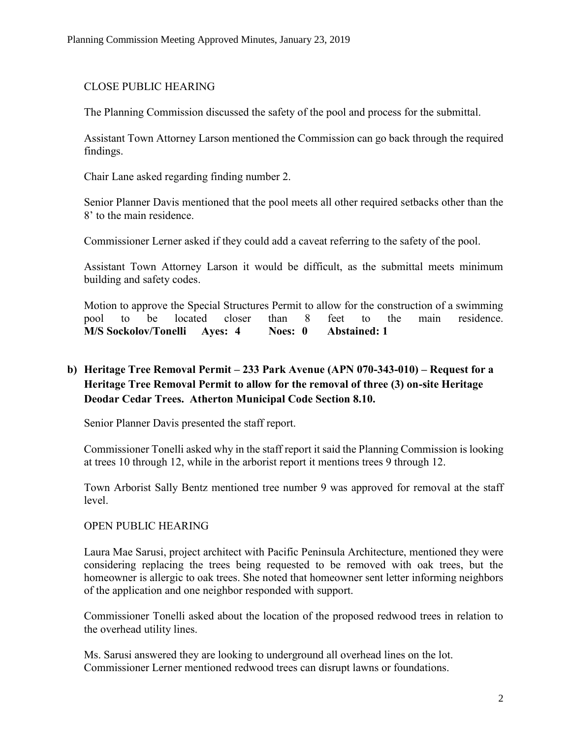CLOSE PUBLIC HEARING

The Planning Commission discussed the safety of the pool and process for the submittal.

Assistant Town Attorney Larson mentioned the Commission can go back through the required findings.

Chair Lane asked regarding finding number 2.

Senior Planner Davis mentioned that the pool meets all other required setbacks other than the 8' to the main residence.

Commissioner Lerner asked if they could add a caveat referring to the safety of the pool.

Assistant Town Attorney Larson it would be difficult, as the submittal meets minimum building and safety codes.

Motion to approve the Special Structures Permit to allow for the construction of a swimming pool to be located closer than 8 feet to the main residence.
**M/S Sockolov/Tonelli Ayes: 4 Noes: 0 Abstained: 1**

**b) Heritage Tree Removal Permit – 233 Park Avenue (APN 070-343-010) – Request for a Heritage Tree Removal Permit to allow for the removal of three (3) on-site Heritage Deodar Cedar Trees. Atherton Municipal Code Section 8.10.**

Senior Planner Davis presented the staff report.

Commissioner Tonelli asked why in the staff report it said the Planning Commission is looking at trees 10 through 12, while in the arborist report it mentions trees 9 through 12.

Town Arborist Sally Bentz mentioned tree number 9 was approved for removal at the staff level.

OPEN PUBLIC HEARING

Laura Mae Sarusi, project architect with Pacific Peninsula Architecture, mentioned they were considering replacing the trees being requested to be removed with oak trees, but the homeowner is allergic to oak trees. She noted that homeowner sent letter informing neighbors of the application and one neighbor responded with support.

Commissioner Tonelli asked about the location of the proposed redwood trees in relation to the overhead utility lines.

Ms. Sarusi answered they are looking to underground all overhead lines on the lot.
Commissioner Lerner mentioned redwood trees can disrupt lawns or foundations.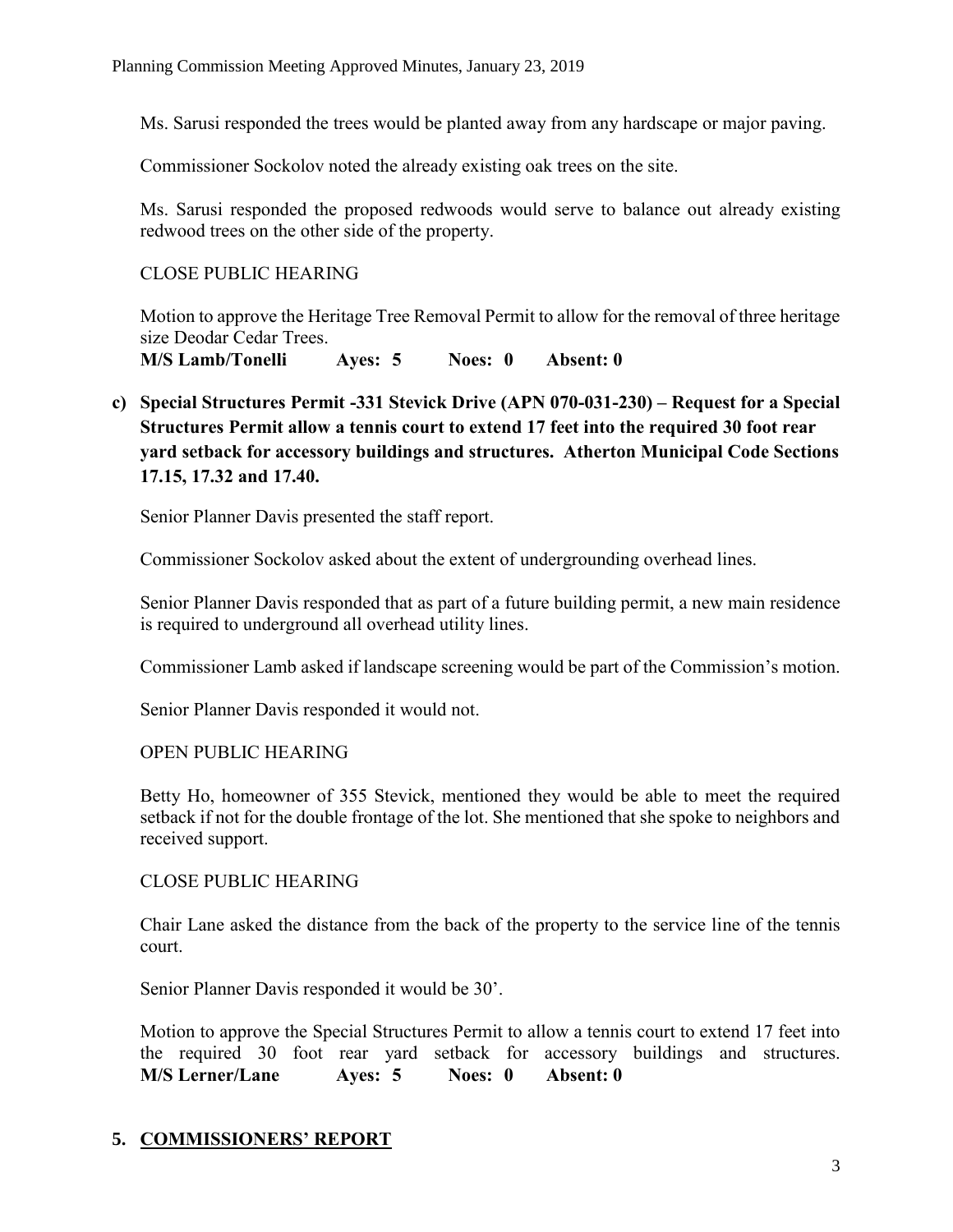Ms. Sarusi responded the trees would be planted away from any hardscape or major paving.

Commissioner Sockolov noted the already existing oak trees on the site.

Ms. Sarusi responded the proposed redwoods would serve to balance out already existing redwood trees on the other side of the property.

CLOSE PUBLIC HEARING

Motion to approve the Heritage Tree Removal Permit to allow for the removal of three heritage size Deodar Cedar Trees.
**M/S Lamb/Tonelli Ayes: 5 Noes: 0 Absent: 0**

**c) Special Structures Permit -331 Stevick Drive (APN 070-031-230) – Request for a Special Structures Permit allow a tennis court to extend 17 feet into the required 30 foot rear yard setback for accessory buildings and structures. Atherton Municipal Code Sections 17.15, 17.32 and 17.40.**

Senior Planner Davis presented the staff report.

Commissioner Sockolov asked about the extent of undergrounding overhead lines.

Senior Planner Davis responded that as part of a future building permit, a new main residence is required to underground all overhead utility lines.

Commissioner Lamb asked if landscape screening would be part of the Commission's motion.

Senior Planner Davis responded it would not.

OPEN PUBLIC HEARING

Betty Ho, homeowner of 355 Stevick, mentioned they would be able to meet the required setback if not for the double frontage of the lot. She mentioned that she spoke to neighbors and received support.

CLOSE PUBLIC HEARING

Chair Lane asked the distance from the back of the property to the service line of the tennis court.

Senior Planner Davis responded it would be 30'.

Motion to approve the Special Structures Permit to allow a tennis court to extend 17 feet into the required 30 foot rear yard setback for accessory buildings and structures.
**M/S Lerner/Lane Ayes: 5 Noes: 0 Absent: 0**

## 5. COMMISSIONERS' REPORT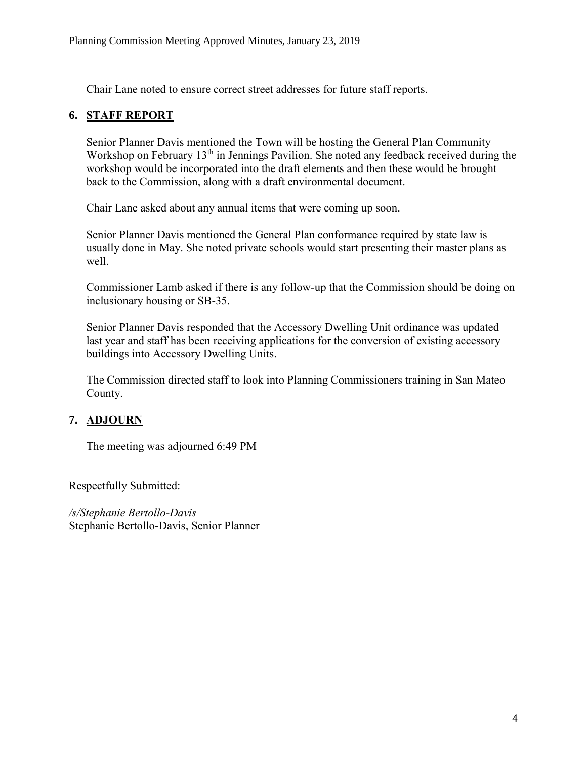Chair Lane noted to ensure correct street addresses for future staff reports.

## 6. STAFF REPORT

Senior Planner Davis mentioned the Town will be hosting the General Plan Community Workshop on February 13th in Jennings Pavilion. She noted any feedback received during the workshop would be incorporated into the draft elements and then these would be brought back to the Commission, along with a draft environmental document.

Chair Lane asked about any annual items that were coming up soon.

Senior Planner Davis mentioned the General Plan conformance required by state law is usually done in May. She noted private schools would start presenting their master plans as well.

Commissioner Lamb asked if there is any follow-up that the Commission should be doing on inclusionary housing or SB-35.

Senior Planner Davis responded that the Accessory Dwelling Unit ordinance was updated last year and staff has been receiving applications for the conversion of existing accessory buildings into Accessory Dwelling Units.

The Commission directed staff to look into Planning Commissioners training in San Mateo County.

## 7. ADJOURN

The meeting was adjourned 6:49 PM

Respectfully Submitted:

*/s/Stephanie Bertollo-Davis*
Stephanie Bertollo-Davis, Senior Planner